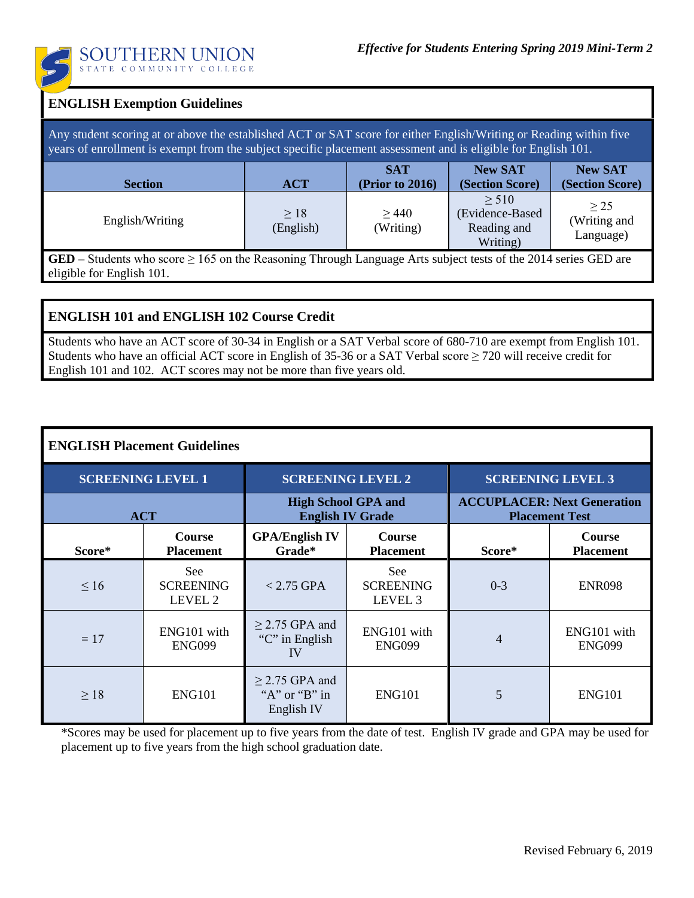SOUTHERN UNION STATE COMMUNITY COLLEGE

*Effective for Students Entering Spring 2019 Mini-Term 2*

## ENGLISH Exemption Guidelines

Any student scoring at or above the established ACT or SAT score for either English/Writing or Reading within five years of enrollment is exempt from the subject specific placement assessment and is eligible for English 101.

| Section | ACT | SAT (Prior to 2016) | New SAT (Section Score) | New SAT (Section Score) |
|---|---|---|---|---|
| English/Writing | $\geq 18$ (English) | $\geq 440$ (Writing) | $\geq 510$ (Evidence-Based Reading and Writing) | $\geq 25$ (Writing and Language) |

**GED** – Students who score $\geq 165$ on the Reasoning Through Language Arts subject tests of the 2014 series GED are eligible for English 101.

## ENGLISH 101 and ENGLISH 102 Course Credit

Students who have an ACT score of 30-34 in English or a SAT Verbal score of 680-710 are exempt from English 101. Students who have an official ACT score in English of 35-36 or a SAT Verbal score $\geq 720$ will receive credit for English 101 and 102. ACT scores may not be more than five years old.

## ENGLISH Placement Guidelines

| SCREENING LEVEL 1 | | SCREENING LEVEL 2 | | SCREENING LEVEL 3 | |
|---|---|---|---|---|---|
| ACT | | High School GPA and English IV Grade | | ACCUPLACER: Next Generation Placement Test | |
| Score* | Course Placement | GPA/English IV Grade* | Course Placement | Score* | Course Placement |
| $\leq 16$ | See SCREENING LEVEL 2 | < 2.75 GPA | See SCREENING LEVEL 3 | 0-3 | ENR098 |
| = 17 | ENG101 with ENG099 | $\geq 2.75$ GPA and "C" in English IV | ENG101 with ENG099 | 4 | ENG101 with ENG099 |
| $\geq 18$ | ENG101 | $\geq 2.75$ GPA and "A" or "B" in English IV | ENG101 | 5 | ENG101 |

*Scores may be used for placement up to five years from the date of test. English IV grade and GPA may be used for placement up to five years from the high school graduation date.

Revised February 6, 2019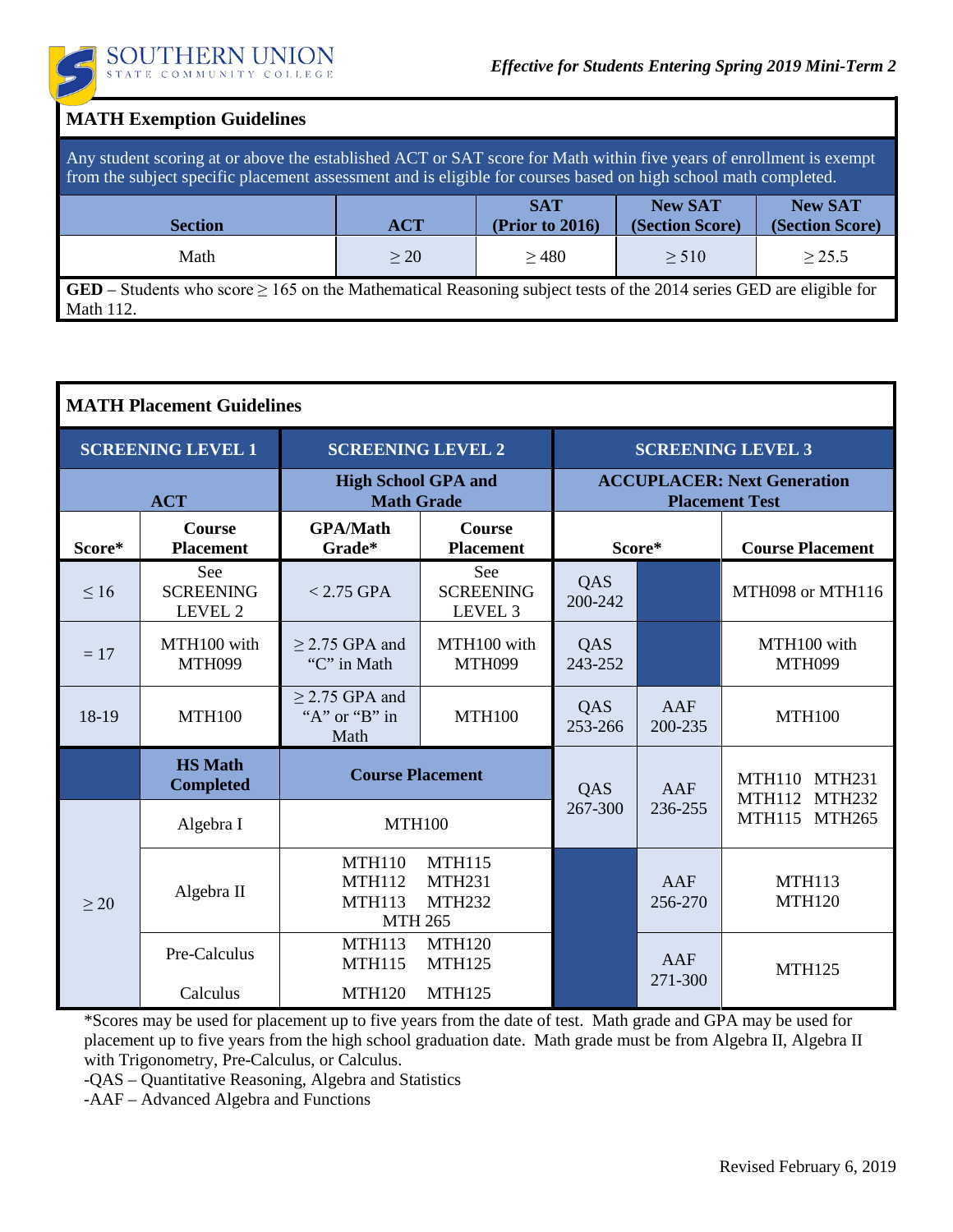*Effective for Students Entering Spring 2019 Mini-Term 2*

## MATH Exemption Guidelines

Any student scoring at or above the established ACT or SAT score for Math within five years of enrollment is exempt from the subject specific placement assessment and is eligible for courses based on high school math completed.

| Section | ACT | SAT (Prior to 2016) | New SAT (Section Score) | New SAT (Section Score) |
|---|---|---|---|---|
| Math | ≥ 20 | ≥ 480 | ≥ 510 | ≥ 25.5 |

**GED** – Students who score ≥ 165 on the Mathematical Reasoning subject tests of the 2014 series GED are eligible for Math 112.

## MATH Placement Guidelines

| SCREENING LEVEL 1 | | SCREENING LEVEL 2 | | SCREENING LEVEL 3 | | |
|---|---|---|---|---|---|---|
| ACT | | High School GPA and Math Grade | | ACCUPLACER: Next Generation Placement Test | | |
| Score* | Course Placement | GPA/Math Grade* | Course Placement | Score* | | Course Placement |
| ≤ 16 | See SCREENING LEVEL 2 | < 2.75 GPA | See SCREENING LEVEL 3 | QAS 200-242 | | MTH098 or MTH116 |
| = 17 | MTH100 with MTH099 | ≥ 2.75 GPA and "C" in Math | MTH100 with MTH099 | QAS 243-252 | | MTH100 with MTH099 |
| 18-19 | MTH100 | ≥ 2.75 GPA and "A" or "B" in Math | MTH100 | QAS 253-266 | AAF 200-235 | MTH100 |
| | HS Math Completed | Course Placement | | QAS 267-300 | AAF 236-255 | MTH110 MTH231 MTH112 MTH232 MTH115 MTH265 |
| ≥ 20 | Algebra I | MTH100 | | | | |
| | Algebra II | MTH110 MTH115 MTH112 MTH231 MTH113 MTH232 MTH 265 | | | AAF 256-270 | MTH113 MTH120 |
| | Pre-Calculus | MTH113 MTH120 MTH115 MTH125 | | | AAF 271-300 | MTH125 |
| | Calculus | MTH120 MTH125 | | | | |

*Scores may be used for placement up to five years from the date of test. Math grade and GPA may be used for placement up to five years from the high school graduation date. Math grade must be from Algebra II, Algebra II with Trigonometry, Pre-Calculus, or Calculus.

-QAS – Quantitative Reasoning, Algebra and Statistics

-AAF – Advanced Algebra and Functions

Revised February 6, 2019